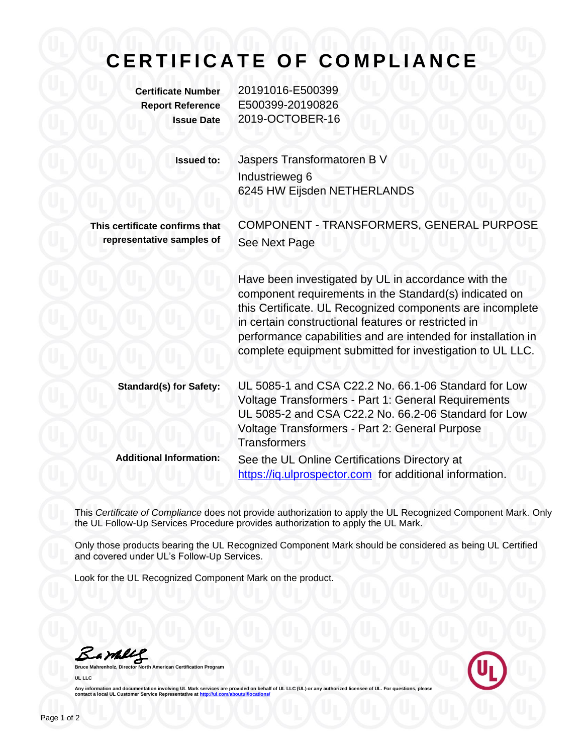# CERTIFICATE OF COMPLIANCE

**Certificate Number** 20191016-E500399
**Report Reference** E500399-20190826
**Issue Date** 2019-OCTOBER-16

**Issued to:** Jaspers Transformatoren B V
Industrieweg 6
6245 HW Eijsden NETHERLANDS

**This certificate confirms that representative samples of** COMPONENT - TRANSFORMERS, GENERAL PURPOSE
See Next Page

Have been investigated by UL in accordance with the component requirements in the Standard(s) indicated on this Certificate. UL Recognized components are incomplete in certain constructional features or restricted in performance capabilities and are intended for installation in complete equipment submitted for investigation to UL LLC.

**Standard(s) for Safety:** UL 5085-1 and CSA C22.2 No. 66.1-06 Standard for Low Voltage Transformers - Part 1: General Requirements
UL 5085-2 and CSA C22.2 No. 66.2-06 Standard for Low Voltage Transformers - Part 2: General Purpose Transformers

**Additional Information:** See the UL Online Certifications Directory at https://iq.ulprospector.com for additional information.

This *Certificate of Compliance* does not provide authorization to apply the UL Recognized Component Mark. Only the UL Follow-Up Services Procedure provides authorization to apply the UL Mark.

Only those products bearing the UL Recognized Component Mark should be considered as being UL Certified and covered under UL's Follow-Up Services.

Look for the UL Recognized Component Mark on the product.

**Bruce Mahrenholz, Director North American Certification Program**

**UL LLC**

**Any information and documentation involving UL Mark services are provided on behalf of UL LLC (UL) or any authorized licensee of UL. For questions, please contact a local UL Customer Service Representative at http://ul.com/aboutul/locations/**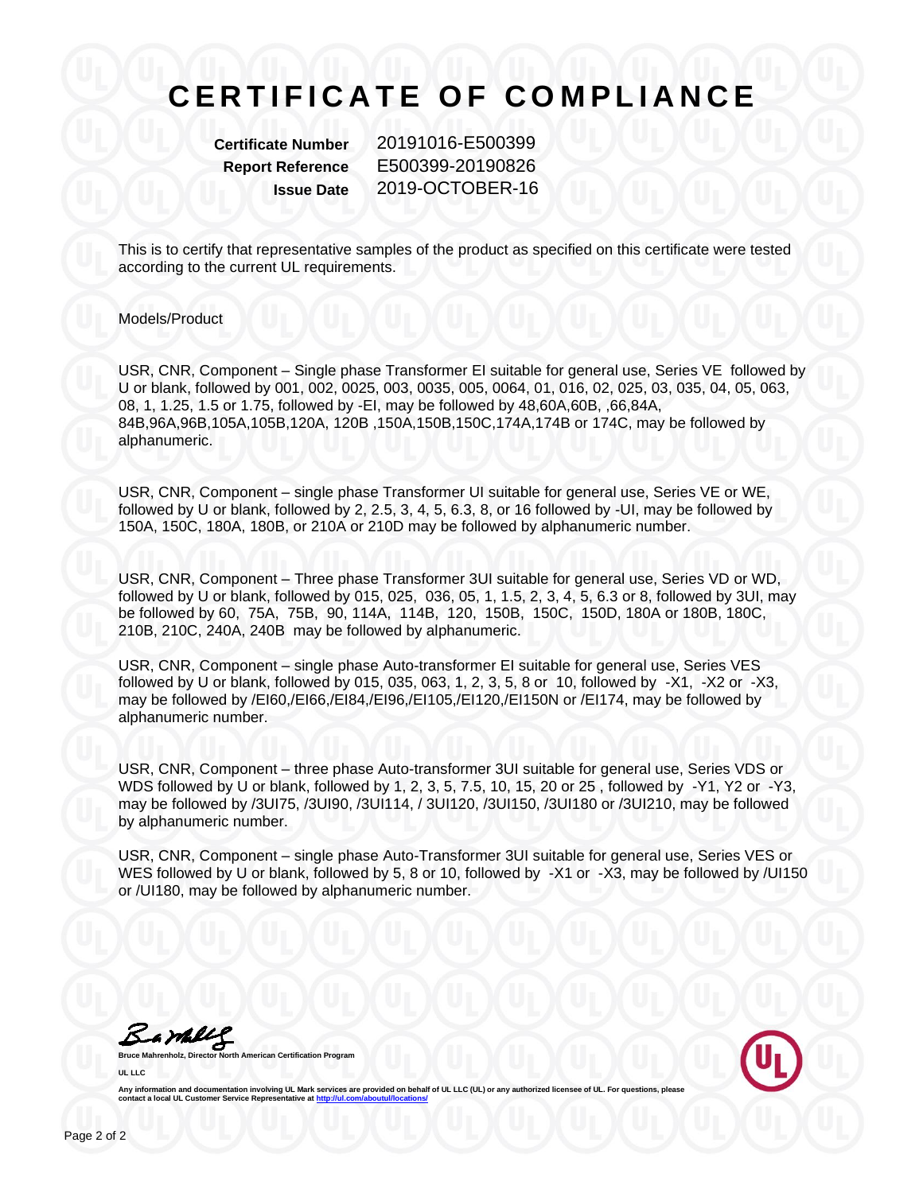# CERTIFICATE OF COMPLIANCE

**Certificate Number** 20191016-E500399

**Report Reference** E500399-20190826

**Issue Date** 2019-OCTOBER-16

This is to certify that representative samples of the product as specified on this certificate were tested according to the current UL requirements.

Models/Product

USR, CNR, Component – Single phase Transformer EI suitable for general use, Series VE followed by U or blank, followed by 001, 002, 0025, 003, 0035, 005, 0064, 01, 016, 02, 025, 03, 035, 04, 05, 063, 08, 1, 1.25, 1.5 or 1.75, followed by -EI, may be followed by 48,60A,60B, ,66,84A, 84B,96A,96B,105A,105B,120A, 120B ,150A,150B,150C,174A,174B or 174C, may be followed by alphanumeric.

USR, CNR, Component – single phase Transformer UI suitable for general use, Series VE or WE, followed by U or blank, followed by 2, 2.5, 3, 4, 5, 6.3, 8, or 16 followed by -UI, may be followed by 150A, 150C, 180A, 180B, or 210A or 210D may be followed by alphanumeric number.

USR, CNR, Component – Three phase Transformer 3UI suitable for general use, Series VD or WD, followed by U or blank, followed by 015, 025, 036, 05, 1, 1.5, 2, 3, 4, 5, 6.3 or 8, followed by 3UI, may be followed by 60, 75A, 75B, 90, 114A, 114B, 120, 150B, 150C, 150D, 180A or 180B, 180C, 210B, 210C, 240A, 240B may be followed by alphanumeric.

USR, CNR, Component – single phase Auto-transformer EI suitable for general use, Series VES followed by U or blank, followed by 015, 035, 063, 1, 2, 3, 5, 8 or 10, followed by -X1, -X2 or -X3, may be followed by /EI60,/EI66,/EI84,/EI96,/EI105,/EI120,/EI150N or /EI174, may be followed by alphanumeric number.

USR, CNR, Component – three phase Auto-transformer 3UI suitable for general use, Series VDS or WDS followed by U or blank, followed by 1, 2, 3, 5, 7.5, 10, 15, 20 or 25 , followed by -Y1, Y2 or -Y3, may be followed by /3UI75, /3UI90, /3UI114, / 3UI120, /3UI150, /3UI180 or /3UI210, may be followed by alphanumeric number.

USR, CNR, Component – single phase Auto-Transformer 3UI suitable for general use, Series VES or WES followed by U or blank, followed by 5, 8 or 10, followed by -X1 or -X3, may be followed by /UI150 or /UI180, may be followed by alphanumeric number.

**Bruce Mahrenholz, Director North American Certification Program**

**UL LLC**

**Any information and documentation involving UL Mark services are provided on behalf of UL LLC (UL) or any authorized licensee of UL. For questions, please contact a local UL Customer Service Representative at http://ul.com/aboutul/locations/**